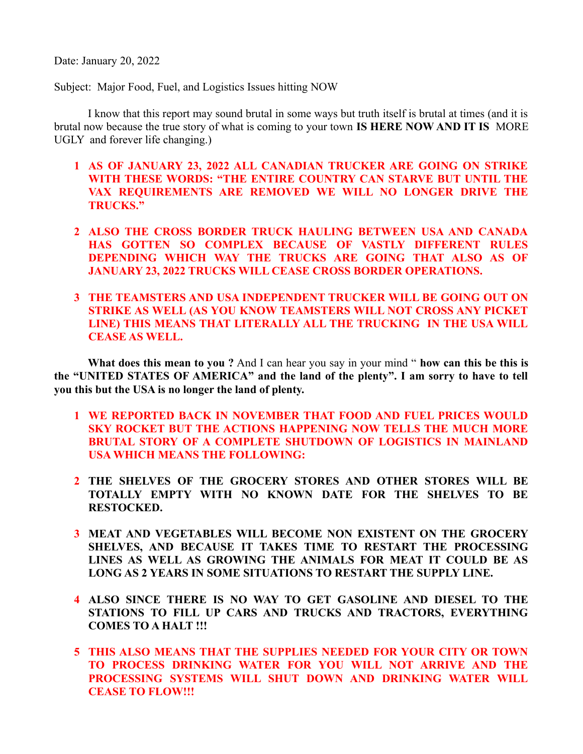Date: January 20, 2022

Subject: Major Food, Fuel, and Logistics Issues hitting NOW

I know that this report may sound brutal in some ways but truth itself is brutal at times (and it is brutal now because the true story of what is coming to your town **IS HERE NOW AND IT IS** MORE UGLY and forever life changing.)

1. **AS OF JANUARY 23, 2022 ALL CANADIAN TRUCKER ARE GOING ON STRIKE WITH THESE WORDS: "THE ENTIRE COUNTRY CAN STARVE BUT UNTIL THE VAX REQUIREMENTS ARE REMOVED WE WILL NO LONGER DRIVE THE TRUCKS."**

2. **ALSO THE CROSS BORDER TRUCK HAULING BETWEEN USA AND CANADA HAS GOTTEN SO COMPLEX BECAUSE OF VASTLY DIFFERENT RULES DEPENDING WHICH WAY THE TRUCKS ARE GOING THAT ALSO AS OF JANUARY 23, 2022 TRUCKS WILL CEASE CROSS BORDER OPERATIONS.**

3. **THE TEAMSTERS AND USA INDEPENDENT TRUCKER WILL BE GOING OUT ON STRIKE AS WELL (AS YOU KNOW TEAMSTERS WILL NOT CROSS ANY PICKET LINE) THIS MEANS THAT LITERALLY ALL THE TRUCKING IN THE USA WILL CEASE AS WELL.**

**What does this mean to you ?** And I can hear you say in your mind " **how can this be this is the "UNITED STATES OF AMERICA" and the land of the plenty". I am sorry to have to tell you this but the USA is no longer the land of plenty.**

1. **WE REPORTED BACK IN NOVEMBER THAT FOOD AND FUEL PRICES WOULD SKY ROCKET BUT THE ACTIONS HAPPENING NOW TELLS THE MUCH MORE BRUTAL STORY OF A COMPLETE SHUTDOWN OF LOGISTICS IN MAINLAND USA WHICH MEANS THE FOLLOWING:**

2. **THE SHELVES OF THE GROCERY STORES AND OTHER STORES WILL BE TOTALLY EMPTY WITH NO KNOWN DATE FOR THE SHELVES TO BE RESTOCKED.**

3. **MEAT AND VEGETABLES WILL BECOME NON EXISTENT ON THE GROCERY SHELVES, AND BECAUSE IT TAKES TIME TO RESTART THE PROCESSING LINES AS WELL AS GROWING THE ANIMALS FOR MEAT IT COULD BE AS LONG AS 2 YEARS IN SOME SITUATIONS TO RESTART THE SUPPLY LINE.**

4. **ALSO SINCE THERE IS NO WAY TO GET GASOLINE AND DIESEL TO THE STATIONS TO FILL UP CARS AND TRUCKS AND TRACTORS, EVERYTHING COMES TO A HALT !!!**

5. **THIS ALSO MEANS THAT THE SUPPLIES NEEDED FOR YOUR CITY OR TOWN TO PROCESS DRINKING WATER FOR YOU WILL NOT ARRIVE AND THE PROCESSING SYSTEMS WILL SHUT DOWN AND DRINKING WATER WILL CEASE TO FLOW!!!**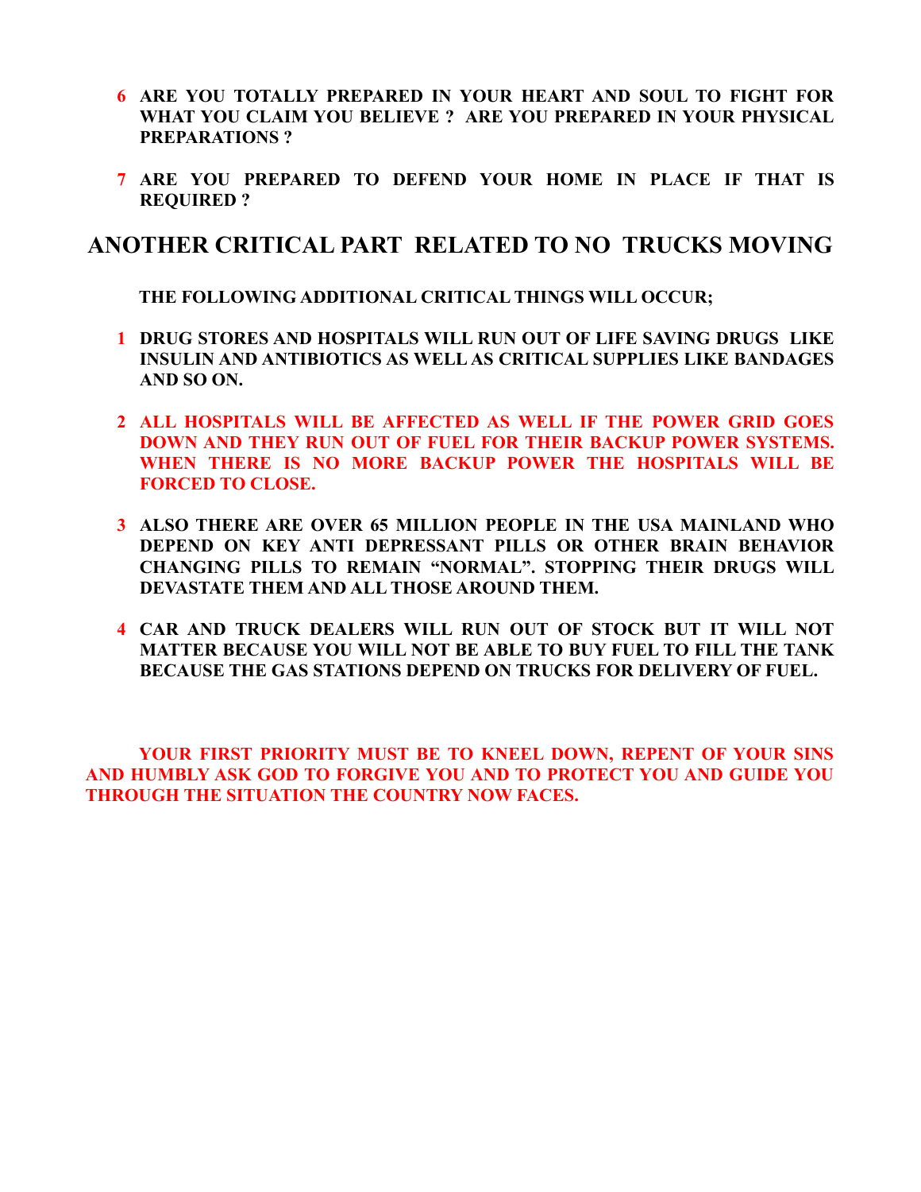6. **ARE YOU TOTALLY PREPARED IN YOUR HEART AND SOUL TO FIGHT FOR WHAT YOU CLAIM YOU BELIEVE ? ARE YOU PREPARED IN YOUR PHYSICAL PREPARATIONS ?**

7. **ARE YOU PREPARED TO DEFEND YOUR HOME IN PLACE IF THAT IS REQUIRED ?**

## ANOTHER CRITICAL PART RELATED TO NO TRUCKS MOVING

**THE FOLLOWING ADDITIONAL CRITICAL THINGS WILL OCCUR;**

1. **DRUG STORES AND HOSPITALS WILL RUN OUT OF LIFE SAVING DRUGS LIKE INSULIN AND ANTIBIOTICS AS WELL AS CRITICAL SUPPLIES LIKE BANDAGES AND SO ON.**

2. **ALL HOSPITALS WILL BE AFFECTED AS WELL IF THE POWER GRID GOES DOWN AND THEY RUN OUT OF FUEL FOR THEIR BACKUP POWER SYSTEMS. WHEN THERE IS NO MORE BACKUP POWER THE HOSPITALS WILL BE FORCED TO CLOSE.**

3. **ALSO THERE ARE OVER 65 MILLION PEOPLE IN THE USA MAINLAND WHO DEPEND ON KEY ANTI DEPRESSANT PILLS OR OTHER BRAIN BEHAVIOR CHANGING PILLS TO REMAIN "NORMAL". STOPPING THEIR DRUGS WILL DEVASTATE THEM AND ALL THOSE AROUND THEM.**

4. **CAR AND TRUCK DEALERS WILL RUN OUT OF STOCK BUT IT WILL NOT MATTER BECAUSE YOU WILL NOT BE ABLE TO BUY FUEL TO FILL THE TANK BECAUSE THE GAS STATIONS DEPEND ON TRUCKS FOR DELIVERY OF FUEL.**

**YOUR FIRST PRIORITY MUST BE TO KNEEL DOWN, REPENT OF YOUR SINS AND HUMBLY ASK GOD TO FORGIVE YOU AND TO PROTECT YOU AND GUIDE YOU THROUGH THE SITUATION THE COUNTRY NOW FACES.**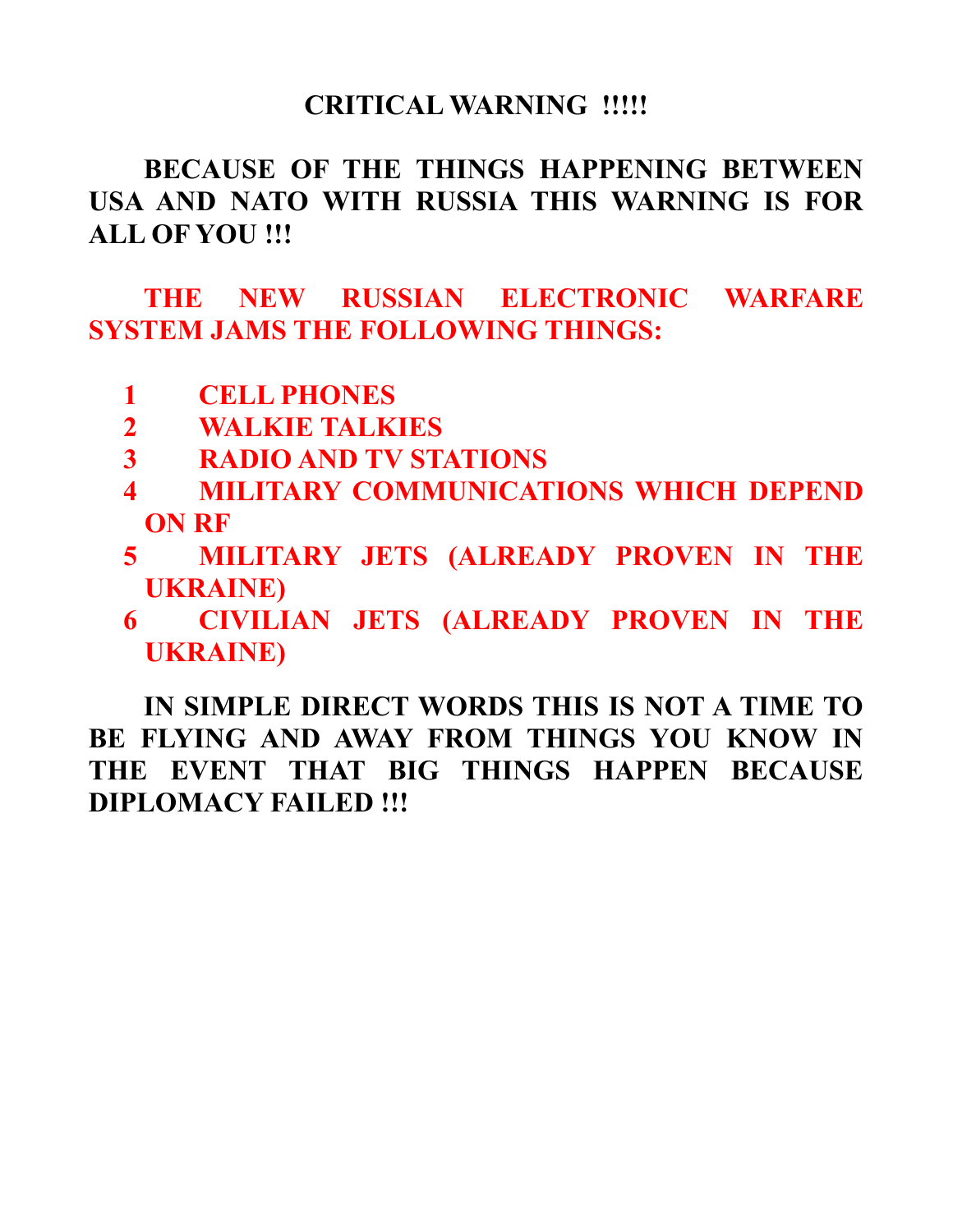**CRITICAL WARNING !!!!!**

**BECAUSE OF THE THINGS HAPPENING BETWEEN USA AND NATO WITH RUSSIA THIS WARNING IS FOR ALL OF YOU !!!**

**THE NEW RUSSIAN ELECTRONIC WARFARE SYSTEM JAMS THE FOLLOWING THINGS:**

1. **CELL PHONES**
2. **WALKIE TALKIES**
3. **RADIO AND TV STATIONS**
4. **MILITARY COMMUNICATIONS WHICH DEPEND ON RF**
5. **MILITARY JETS (ALREADY PROVEN IN THE UKRAINE)**
6. **CIVILIAN JETS (ALREADY PROVEN IN THE UKRAINE)**

**IN SIMPLE DIRECT WORDS THIS IS NOT A TIME TO BE FLYING AND AWAY FROM THINGS YOU KNOW IN THE EVENT THAT BIG THINGS HAPPEN BECAUSE DIPLOMACY FAILED !!!**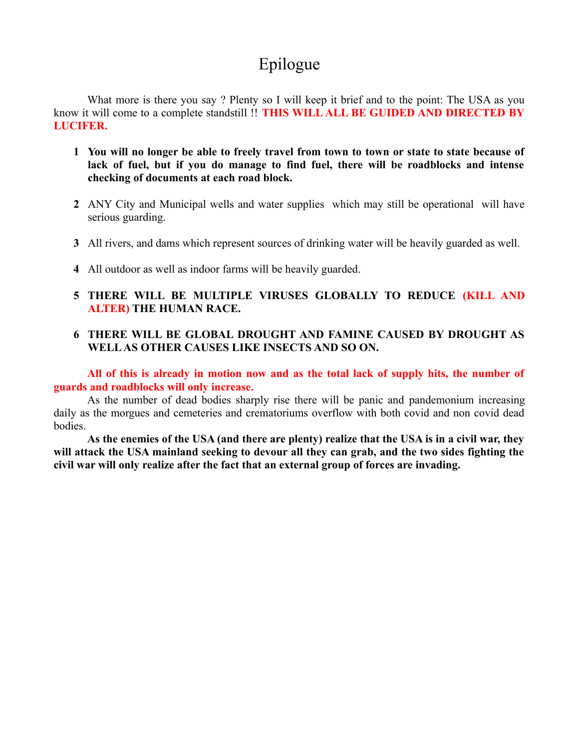# Epilogue

What more is there you say ? Plenty so I will keep it brief and to the point: The USA as you know it will come to a complete standstill !! **THIS WILL ALL BE GUIDED AND DIRECTED BY LUCIFER.**

1. **You will no longer be able to freely travel from town to town or state to state because of lack of fuel, but if you do manage to find fuel, there will be roadblocks and intense checking of documents at each road block.**

2. ANY City and Municipal wells and water supplies which may still be operational will have serious guarding.

3. All rivers, and dams which represent sources of drinking water will be heavily guarded as well.

4. All outdoor as well as indoor farms will be heavily guarded.

5. **THERE WILL BE MULTIPLE VIRUSES GLOBALLY TO REDUCE (KILL AND ALTER) THE HUMAN RACE.**

6. **THERE WILL BE GLOBAL DROUGHT AND FAMINE CAUSED BY DROUGHT AS WELL AS OTHER CAUSES LIKE INSECTS AND SO ON.**

**All of this is already in motion now and as the total lack of supply hits, the number of guards and roadblocks will only increase.**

As the number of dead bodies sharply rise there will be panic and pandemonium increasing daily as the morgues and cemeteries and crematoriums overflow with both covid and non covid dead bodies.

**As the enemies of the USA (and there are plenty) realize that the USA is in a civil war, they will attack the USA mainland seeking to devour all they can grab, and the two sides fighting the civil war will only realize after the fact that an external group of forces are invading.**